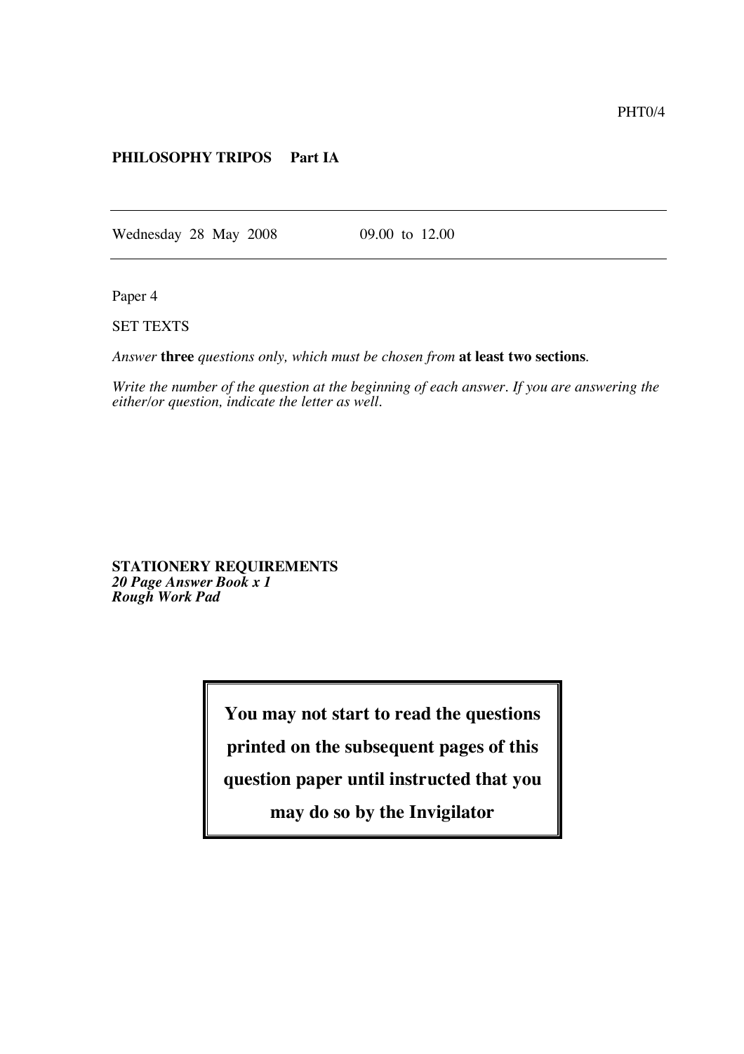PHT0/4

**PHILOSOPHY TRIPOS Part IA**

---

Wednesday 28 May 2008 09.00 to 12.00

---

Paper 4

SET TEXTS

*Answer* **three** *questions only, which must be chosen from* **at least two sections**.

*Write the number of the question at the beginning of each answer. If you are answering the either/or question, indicate the letter as well.*

**STATIONERY REQUIREMENTS**
***20 Page Answer Book x 1***
***Rough Work Pad***

**You may not start to read the questions printed on the subsequent pages of this question paper until instructed that you may do so by the Invigilator**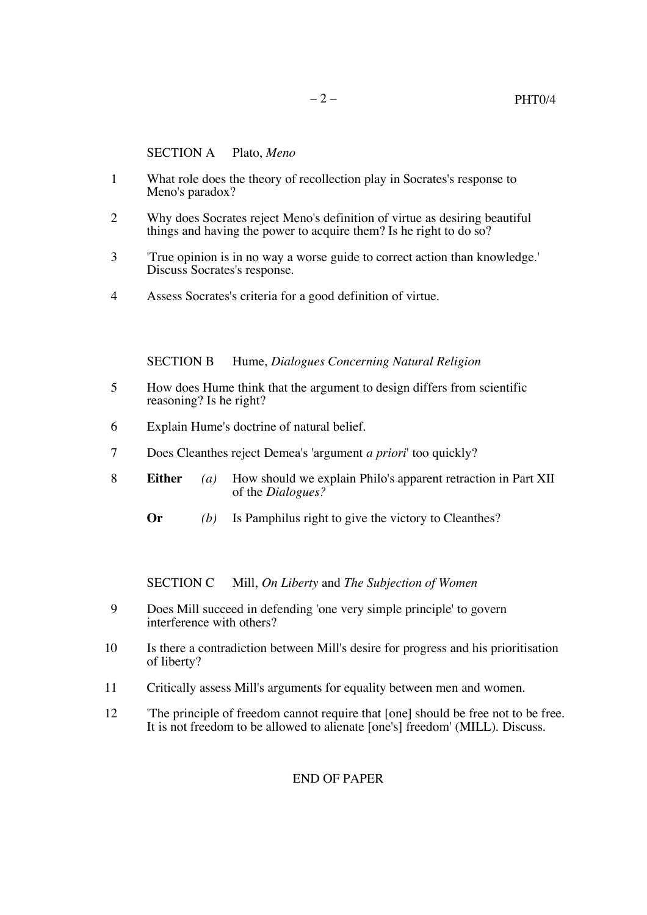## SECTION A Plato, *Meno*

1. What role does the theory of recollection play in Socrates's response to Meno's paradox?

2. Why does Socrates reject Meno's definition of virtue as desiring beautiful things and having the power to acquire them? Is he right to do so?

3. 'True opinion is in no way a worse guide to correct action than knowledge.' Discuss Socrates's response.

4. Assess Socrates's criteria for a good definition of virtue.

## SECTION B Hume, *Dialogues Concerning Natural Religion*

5. How does Hume think that the argument to design differs from scientific reasoning? Is he right?

6. Explain Hume's doctrine of natural belief.

7. Does Cleanthes reject Demea's 'argument *a priori*' too quickly?

8. **Either** *(a)* How should we explain Philo's apparent retraction in Part XII of the *Dialogues?*

   **Or** *(b)* Is Pamphilus right to give the victory to Cleanthes?

## SECTION C Mill, *On Liberty* and *The Subjection of Women*

9. Does Mill succeed in defending 'one very simple principle' to govern interference with others?

10. Is there a contradiction between Mill's desire for progress and his prioritisation of liberty?

11. Critically assess Mill's arguments for equality between men and women.

12. 'The principle of freedom cannot require that [one] should be free not to be free. It is not freedom to be allowed to alienate [one's] freedom' (MILL). Discuss.

END OF PAPER